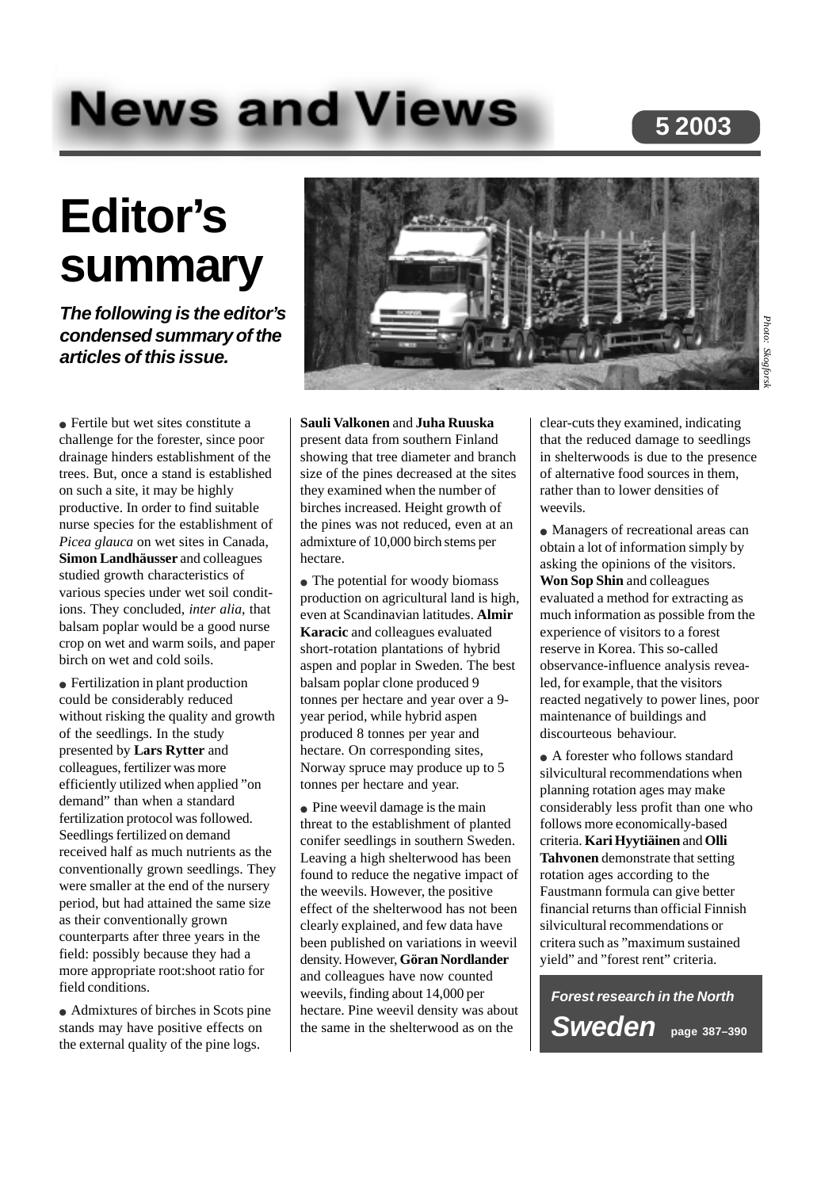# News and Views

**5 2003**

# Editor's summary

***The following is the editor's condensed summary of the articles of this issue.***

Photo: Skogforsk

- Fertile but wet sites constitute a challenge for the forester, since poor drainage hinders establishment of the trees. But, once a stand is established on such a site, it may be highly productive. In order to find suitable nurse species for the establishment of *Picea glauca* on wet sites in Canada, **Simon Landhäusser** and colleagues studied growth characteristics of various species under wet soil conditions. They concluded, *inter alia*, that balsam poplar would be a good nurse crop on wet and warm soils, and paper birch on wet and cold soils.

- Fertilization in plant production could be considerably reduced without risking the quality and growth of the seedlings. In the study presented by **Lars Rytter** and colleagues, fertilizer was more efficiently utilized when applied "on demand" than when a standard fertilization protocol was followed. Seedlings fertilized on demand received half as much nutrients as the conventionally grown seedlings. They were smaller at the end of the nursery period, but had attained the same size as their conventionally grown counterparts after three years in the field: possibly because they had a more appropriate root:shoot ratio for field conditions.

- Admixtures of birches in Scots pine stands may have positive effects on the external quality of the pine logs. **Sauli Valkonen** and **Juha Ruuska** present data from southern Finland showing that tree diameter and branch size of the pines decreased at the sites they examined when the number of birches increased. Height growth of the pines was not reduced, even at an admixture of 10,000 birch stems per hectare.

- The potential for woody biomass production on agricultural land is high, even at Scandinavian latitudes. **Almir Karacic** and colleagues evaluated short-rotation plantations of hybrid aspen and poplar in Sweden. The best balsam poplar clone produced 9 tonnes per hectare and year over a 9-year period, while hybrid aspen produced 8 tonnes per year and hectare. On corresponding sites, Norway spruce may produce up to 5 tonnes per hectare and year.

- Pine weevil damage is the main threat to the establishment of planted conifer seedlings in southern Sweden. Leaving a high shelterwood has been found to reduce the negative impact of the weevils. However, the positive effect of the shelterwood has not been clearly explained, and few data have been published on variations in weevil density. However, **Göran Nordlander** and colleagues have now counted weevils, finding about 14,000 per hectare. Pine weevil density was about the same in the shelterwood as on the clear-cuts they examined, indicating that the reduced damage to seedlings in shelterwoods is due to the presence of alternative food sources in them, rather than to lower densities of weevils.

- Managers of recreational areas can obtain a lot of information simply by asking the opinions of the visitors. **Won Sop Shin** and colleagues evaluated a method for extracting as much information as possible from the experience of visitors to a forest reserve in Korea. This so-called observance-influence analysis revealed, for example, that the visitors reacted negatively to power lines, poor maintenance of buildings and discourteous behaviour.

- A forester who follows standard silvicultural recommendations when planning rotation ages may make considerably less profit than one who follows more economically-based criteria. **Kari Hyytiäinen** and **Olli Tahvonen** demonstrate that setting rotation ages according to the Faustmann formula can give better financial returns than official Finnish silvicultural recommendations or critera such as "maximum sustained yield" and "forest rent" criteria.

***Forest research in the North***

***Sweden*** **page 387–390**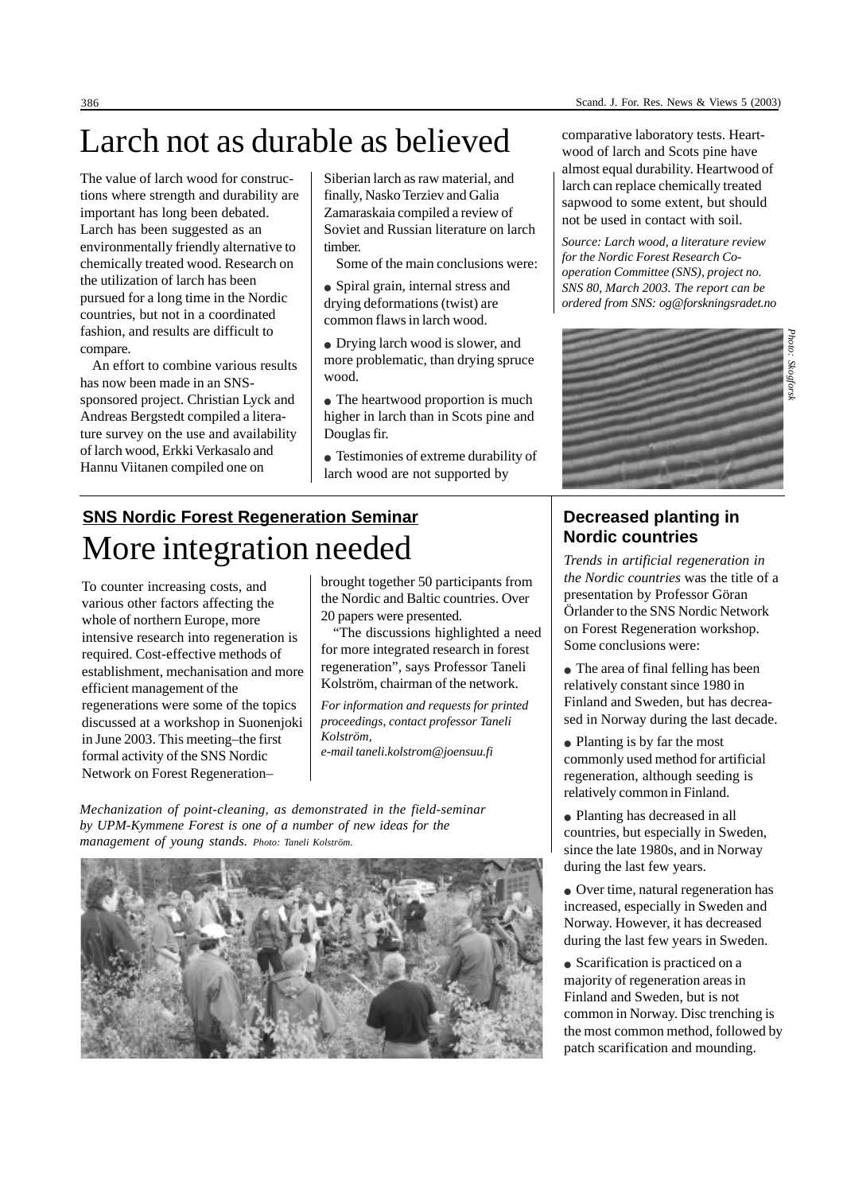# Larch not as durable as believed

The value of larch wood for constructions where strength and durability are important has long been debated. Larch has been suggested as an environmentally friendly alternative to chemically treated wood. Research on the utilization of larch has been pursued for a long time in the Nordic countries, but not in a coordinated fashion, and results are difficult to compare.

An effort to combine various results has now been made in an SNS-sponsored project. Christian Lyck and Andreas Bergstedt compiled a literature survey on the use and availability of larch wood, Erkki Verkasalo and Hannu Viitanen compiled one on Siberian larch as raw material, and finally, Nasko Terziev and Galia Zamaraskaia compiled a review of Soviet and Russian literature on larch timber.

Some of the main conclusions were:

- Spiral grain, internal stress and drying deformations (twist) are common flaws in larch wood.
- Drying larch wood is slower, and more problematic, than drying spruce wood.
- The heartwood proportion is much higher in larch than in Scots pine and Douglas fir.
- Testimonies of extreme durability of larch wood are not supported by comparative laboratory tests. Heartwood of larch and Scots pine have almost equal durability. Heartwood of larch can replace chemically treated sapwood to some extent, but should not be used in contact with soil.

*Source: Larch wood, a literature review for the Nordic Forest Research Co-operation Committee (SNS), project no. SNS 80, March 2003. The report can be ordered from SNS: og@forskningsradet.no*

*Photo: Skogforsk*

## SNS Nordic Forest Regeneration Seminar

# More integration needed

To counter increasing costs, and various other factors affecting the whole of northern Europe, more intensive research into regeneration is required. Cost-effective methods of establishment, mechanisation and more efficient management of the regenerations were some of the topics discussed at a workshop in Suonenjoki in June 2003. This meeting–the first formal activity of the SNS Nordic Network on Forest Regeneration–brought together 50 participants from the Nordic and Baltic countries. Over 20 papers were presented.

"The discussions highlighted a need for more integrated research in forest regeneration", says Professor Taneli Kolström, chairman of the network.

*For information and requests for printed proceedings, contact professor Taneli Kolström, e-mail taneli.kolstrom@joensuu.fi*

*Mechanization of point-cleaning, as demonstrated in the field-seminar by UPM-Kymmene Forest is one of a number of new ideas for the management of young stands. Photo: Taneli Kolström.*

## Decreased planting in Nordic countries

*Trends in artificial regeneration in the Nordic countries* was the title of a presentation by Professor Göran Örlander to the SNS Nordic Network on Forest Regeneration workshop. Some conclusions were:

- The area of final felling has been relatively constant since 1980 in Finland and Sweden, but has decreased in Norway during the last decade.
- Planting is by far the most commonly used method for artificial regeneration, although seeding is relatively common in Finland.
- Planting has decreased in all countries, but especially in Sweden, since the late 1980s, and in Norway during the last few years.
- Over time, natural regeneration has increased, especially in Sweden and Norway. However, it has decreased during the last few years in Sweden.
- Scarification is practiced on a majority of regeneration areas in Finland and Sweden, but is not common in Norway. Disc trenching is the most common method, followed by patch scarification and mounding.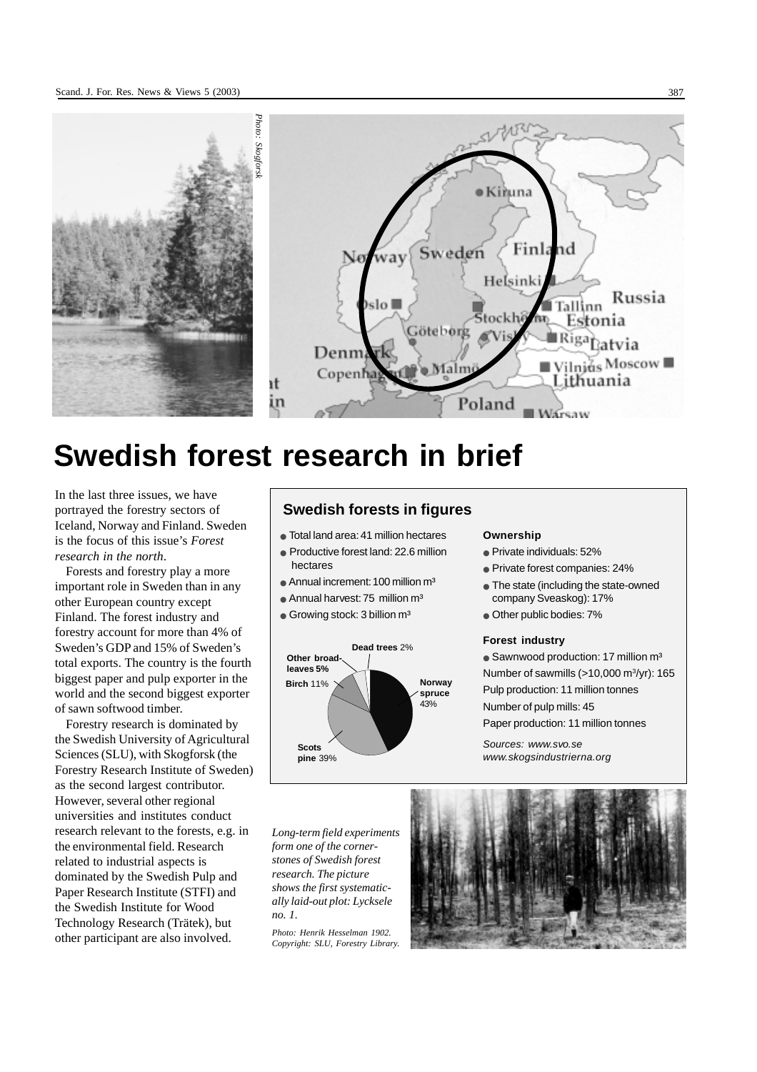Photo: Skogforsk

# Swedish forest research in brief

In the last three issues, we have portrayed the forestry sectors of Iceland, Norway and Finland. Sweden is the focus of this issue's *Forest research in the north*.

Forests and forestry play a more important role in Sweden than in any other European country except Finland. The forest industry and forestry account for more than 4% of Sweden's GDP and 15% of Sweden's total exports. The country is the fourth biggest paper and pulp exporter in the world and the second biggest exporter of sawn softwood timber.

Forestry research is dominated by the Swedish University of Agricultural Sciences (SLU), with Skogforsk (the Forestry Research Institute of Sweden) as the second largest contributor. However, several other regional universities and institutes conduct research relevant to the forests, e.g. in the environmental field. Research related to industrial aspects is dominated by the Swedish Pulp and Paper Research Institute (STFI) and the Swedish Institute for Wood Technology Research (Trätek), but other participant are also involved.

## Swedish forests in figures

- Total land area: 41 million hectares
- Productive forest land: 22.6 million hectares
- Annual increment: 100 million m³
- Annual harvest: 75 million m³
- Growing stock: 3 billion m³

Norway spruce 43%, Scots pine 39%, Birch 11%, Other broad-leaves 5%, Dead trees 2%

**Ownership**

- Private individuals: 52%
- Private forest companies: 24%
- The state (including the state-owned company Sveaskog): 17%
- Other public bodies: 7%

**Forest industry**

- Sawnwood production: 17 million m³

Number of sawmills (>10,000 m³/yr): 165

Pulp production: 11 million tonnes

Number of pulp mills: 45

Paper production: 11 million tonnes

*Sources: www.svo.se*
*www.skogsindustrierna.org*

*Long-term field experiments form one of the corner-stones of Swedish forest research. The picture shows the first systematically laid-out plot: Lycksele no. 1.*

*Photo: Henrik Hesselman 1902. Copyright: SLU, Forestry Library.*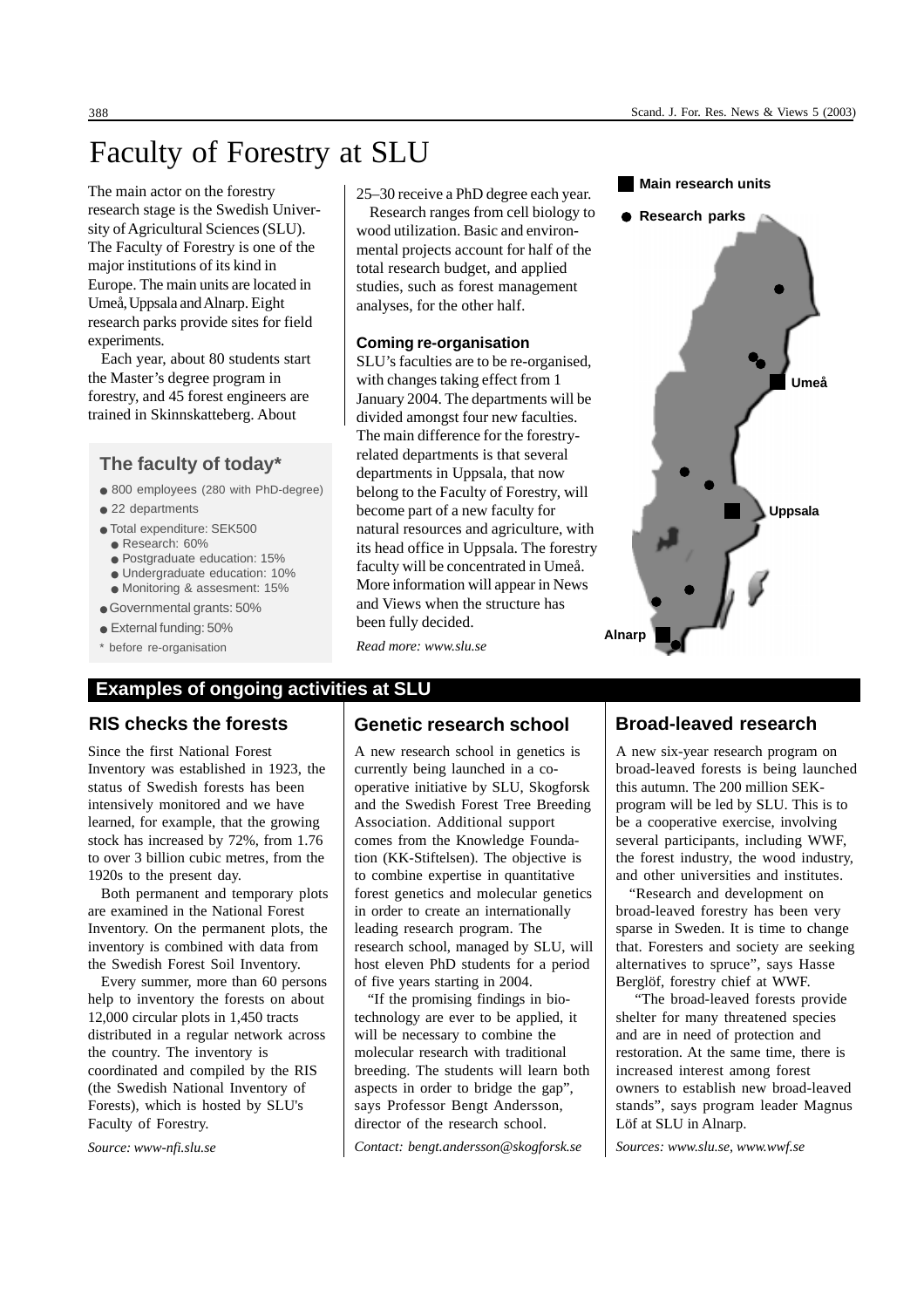# Faculty of Forestry at SLU

The main actor on the forestry research stage is the Swedish University of Agricultural Sciences (SLU). The Faculty of Forestry is one of the major institutions of its kind in Europe. The main units are located in Umeå, Uppsala and Alnarp. Eight research parks provide sites for field experiments.

Each year, about 80 students start the Master's degree program in forestry, and 45 forest engineers are trained in Skinnskatteberg. About 25–30 receive a PhD degree each year.

Research ranges from cell biology to wood utilization. Basic and environmental projects account for half of the total research budget, and applied studies, such as forest management analyses, for the other half.

### The faculty of today*

- 800 employees (280 with PhD-degree)
- 22 departments
- Total expenditure: SEK500
  - Research: 60%
  - Postgraduate education: 15%
  - Undergraduate education: 10%
  - Monitoring & assesment: 15%
- Governmental grants: 50%
- External funding: 50%

* before re-organisation

### Coming re-organisation

SLU's faculties are to be re-organised, with changes taking effect from 1 January 2004. The departments will be divided amongst four new faculties. The main difference for the forestry-related departments is that several departments in Uppsala, that now belong to the Faculty of Forestry, will become part of a new faculty for natural resources and agriculture, with its head office in Uppsala. The forestry faculty will be concentrated in Umeå. More information will appear in News and Views when the structure has been fully decided.

*Read more: www.slu.se*

■ Main research units
● Research parks

Umeå
Uppsala
Alnarp

## Examples of ongoing activities at SLU

### RIS checks the forests

Since the first National Forest Inventory was established in 1923, the status of Swedish forests has been intensively monitored and we have learned, for example, that the growing stock has increased by 72%, from 1.76 to over 3 billion cubic metres, from the 1920s to the present day.

Both permanent and temporary plots are examined in the National Forest Inventory. On the permanent plots, the inventory is combined with data from the Swedish Forest Soil Inventory.

Every summer, more than 60 persons help to inventory the forests on about 12,000 circular plots in 1,450 tracts distributed in a regular network across the country. The inventory is coordinated and compiled by the RIS (the Swedish National Inventory of Forests), which is hosted by SLU's Faculty of Forestry.

*Source: www-nfi.slu.se*

### Genetic research school

A new research school in genetics is currently being launched in a co-operative initiative by SLU, Skogforsk and the Swedish Forest Tree Breeding Association. Additional support comes from the Knowledge Foundation (KK-Stiftelsen). The objective is to combine expertise in quantitative forest genetics and molecular genetics in order to create an internationally leading research program. The research school, managed by SLU, will host eleven PhD students for a period of five years starting in 2004.

"If the promising findings in biotechnology are ever to be applied, it will be necessary to combine the molecular research with traditional breeding. The students will learn both aspects in order to bridge the gap", says Professor Bengt Andersson, director of the research school.

*Contact: bengt.andersson@skogforsk.se*

### Broad-leaved research

A new six-year research program on broad-leaved forests is being launched this autumn. The 200 million SEK-program will be led by SLU. This is to be a cooperative exercise, involving several participants, including WWF, the forest industry, the wood industry, and other universities and institutes.

"Research and development on broad-leaved forestry has been very sparse in Sweden. It is time to change that. Foresters and society are seeking alternatives to spruce", says Hasse Berglöf, forestry chief at WWF.

"The broad-leaved forests provide shelter for many threatened species and are in need of protection and restoration. At the same time, there is increased interest among forest owners to establish new broad-leaved stands", says program leader Magnus Löf at SLU in Alnarp.

*Sources: www.slu.se, www.wwf.se*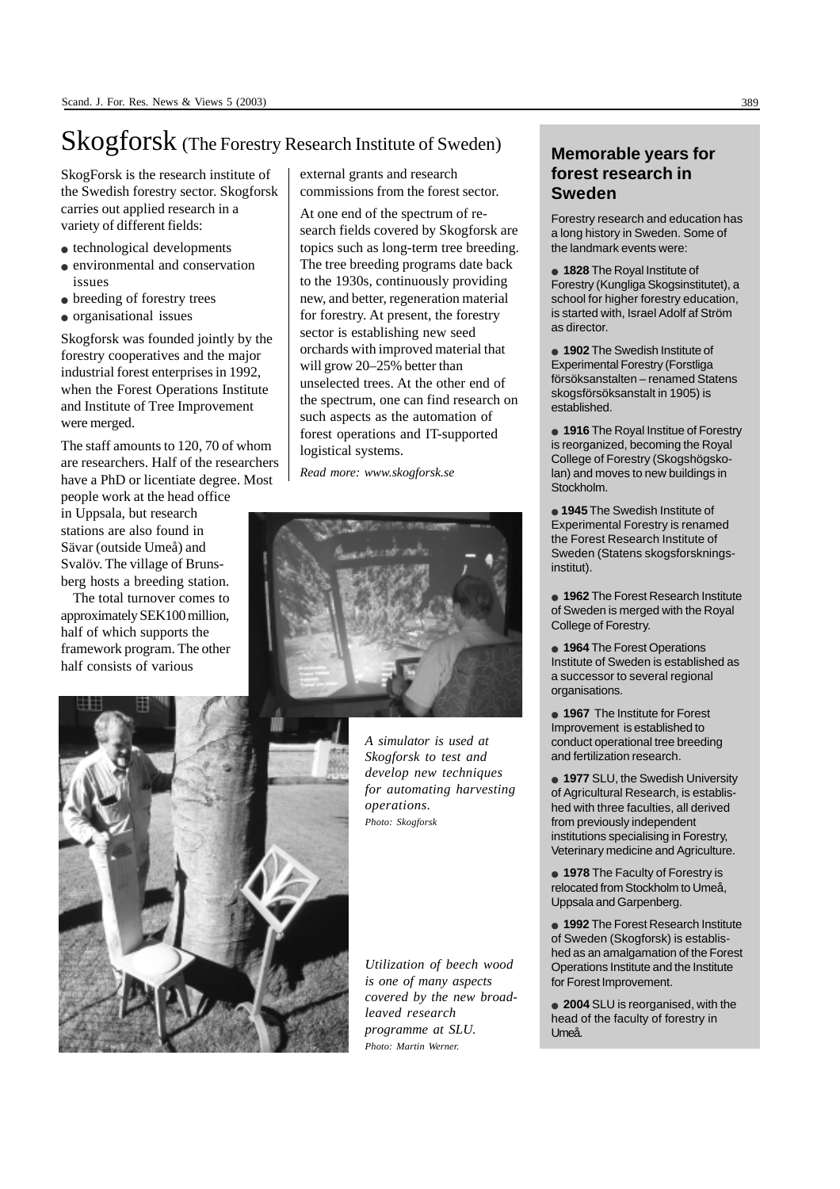# Skogforsk (The Forestry Research Institute of Sweden)

SkogForsk is the research institute of the Swedish forestry sector. Skogforsk carries out applied research in a variety of different fields:

- technological developments
- environmental and conservation issues
- breeding of forestry trees
- organisational issues

Skogforsk was founded jointly by the forestry cooperatives and the major industrial forest enterprises in 1992, when the Forest Operations Institute and Institute of Tree Improvement were merged.

The staff amounts to 120, 70 of whom are researchers. Half of the researchers have a PhD or licentiate degree. Most people work at the head office in Uppsala, but research stations are also found in Sävar (outside Umeå) and Svalöv. The village of Brunsberg hosts a breeding station.

The total turnover comes to approximately SEK100 million, half of which supports the framework program. The other half consists of various external grants and research commissions from the forest sector.

At one end of the spectrum of research fields covered by Skogforsk are topics such as long-term tree breeding. The tree breeding programs date back to the 1930s, continuously providing new, and better, regeneration material for forestry. At present, the forestry sector is establishing new seed orchards with improved material that will grow 20–25% better than unselected trees. At the other end of the spectrum, one can find research on such aspects as the automation of forest operations and IT-supported logistical systems.

*Read more: www.skogforsk.se*

*A simulator is used at Skogforsk to test and develop new techniques for automating harvesting operations.*
*Photo: Skogforsk*

*Utilization of beech wood is one of many aspects covered by the new broad-leaved research programme at SLU.*
*Photo: Martin Werner.*

## Memorable years for forest research in Sweden

Forestry research and education has a long history in Sweden. Some of the landmark events were:

- **1828** The Royal Institute of Forestry (Kungliga Skogsinstitutet), a school for higher forestry education, is started with, Israel Adolf af Ström as director.
- **1902** The Swedish Institute of Experimental Forestry (Forstliga försöksanstalten – renamed Statens skogsförsöksanstalt in 1905) is established.
- **1916** The Royal Institue of Forestry is reorganized, becoming the Royal College of Forestry (Skogshögskolan) and moves to new buildings in Stockholm.
- **1945** The Swedish Institute of Experimental Forestry is renamed the Forest Research Institute of Sweden (Statens skogsforskningsinstitut).
- **1962** The Forest Research Institute of Sweden is merged with the Royal College of Forestry.
- **1964** The Forest Operations Institute of Sweden is established as a successor to several regional organisations.
- **1967** The Institute for Forest Improvement is established to conduct operational tree breeding and fertilization research.
- **1977** SLU, the Swedish University of Agricultural Research, is established with three faculties, all derived from previously independent institutions specialising in Forestry, Veterinary medicine and Agriculture.
- **1978** The Faculty of Forestry is relocated from Stockholm to Umeå, Uppsala and Garpenberg.
- **1992** The Forest Research Institute of Sweden (Skogforsk) is established as an amalgamation of the Forest Operations Institute and the Institute for Forest Improvement.
- **2004** SLU is reorganised, with the head of the faculty of forestry in Umeå.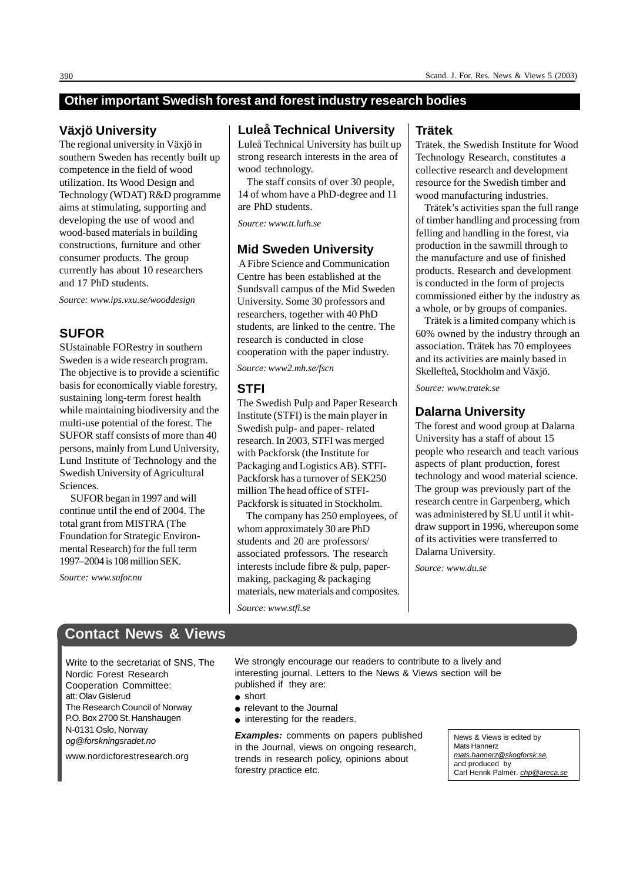## Other important Swedish forest and forest industry research bodies

### Växjö University

The regional university in Växjö in southern Sweden has recently built up competence in the field of wood utilization. Its Wood Design and Technology (WDAT) R&D programme aims at stimulating, supporting and developing the use of wood and wood-based materials in building constructions, furniture and other consumer products. The group currently has about 10 researchers and 17 PhD students.

*Source: www.ips.vxu.se/wooddesign*

### SUFOR

SUstainable FORestry in southern Sweden is a wide research program. The objective is to provide a scientific basis for economically viable forestry, sustaining long-term forest health while maintaining biodiversity and the multi-use potential of the forest. The SUFOR staff consists of more than 40 persons, mainly from Lund University, Lund Institute of Technology and the Swedish University of Agricultural Sciences.

SUFOR began in 1997 and will continue until the end of 2004. The total grant from MISTRA (The Foundation for Strategic Environmental Research) for the full term 1997–2004 is 108 million SEK.

*Source: www.sufor.nu*

### Luleå Technical University

Luleå Technical University has built up strong research interests in the area of wood technology.

The staff consists of over 30 people, 14 of whom have a PhD-degree and 11 are PhD students.

*Source: www.tt.luth.se*

### Mid Sweden University

A Fibre Science and Communication Centre has been established at the Sundsvall campus of the Mid Sweden University. Some 30 professors and researchers, together with 40 PhD students, are linked to the centre. The research is conducted in close cooperation with the paper industry.

*Source: www2.mh.se/fscn*

### STFI

The Swedish Pulp and Paper Research Institute (STFI) is the main player in Swedish pulp- and paper- related research. In 2003, STFI was merged with Packforsk (the Institute for Packaging and Logistics AB). STFI-Packforsk has a turnover of SEK250 million The head office of STFI-Packforsk is situated in Stockholm.

The company has 250 employees, of whom approximately 30 are PhD students and 20 are professors/associated professors. The research interests include fibre & pulp, paper-making, packaging & packaging materials, new materials and composites.

*Source: www.stfi.se*

### Trätek

Trätek, the Swedish Institute for Wood Technology Research, constitutes a collective research and development resource for the Swedish timber and wood manufacturing industries.

Trätek's activities span the full range of timber handling and processing from felling and handling in the forest, via production in the sawmill through to the manufacture and use of finished products. Research and development is conducted in the form of projects commissioned either by the industry as a whole, or by groups of companies.

Trätek is a limited company which is 60% owned by the industry through an association. Trätek has 70 employees and its activities are mainly based in Skellefteå, Stockholm and Växjö.

*Source: www.tratek.se*

### Dalarna University

The forest and wood group at Dalarna University has a staff of about 15 people who research and teach various aspects of plant production, forest technology and wood material science. The group was previously part of the research centre in Garpenberg, which was administered by SLU until it whitdraw support in 1996, whereupon some of its activities were transferred to Dalarna University.

*Source: www.du.se*

## Contact News & Views

Write to the secretariat of SNS, The Nordic Forest Research Cooperation Committee:
att: Olav Gislerud
The Research Council of Norway
P.O. Box 2700 St. Hanshaugen
N-0131 Oslo, Norway
*og@forskningsradet.no*

www.nordicforestresearch.org

We strongly encourage our readers to contribute to a lively and interesting journal. Letters to the News & Views section will be published if they are:

- short
- relevant to the Journal
- interesting for the readers.

***Examples:*** comments on papers published in the Journal, views on ongoing research, trends in research policy, opinions about forestry practice etc.

News & Views is edited by Mats Hannerz *mats.hannerz@skogforsk.se*, and produced by Carl Henrik Palmér. *chp@areca.se*